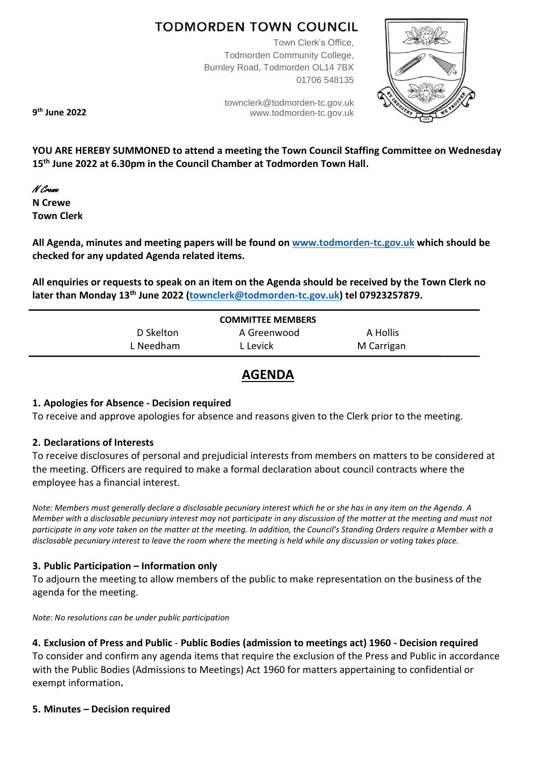# TODMORDEN TOWN COUNCIL

Town Clerk's Office,
Todmorden Community College,
Burnley Road, Todmorden OL14 7BX
01706 548135

townclerk@todmorden-tc.gov.uk
www.todmorden-tc.gov.uk

**9th June 2022**

**YOU ARE HEREBY SUMMONED to attend a meeting the Town Council Staffing Committee on Wednesday 15th June 2022 at 6.30pm in the Council Chamber at Todmorden Town Hall.**

*N Crewe*
**N Crewe**
**Town Clerk**

**All Agenda, minutes and meeting papers will be found on [www.todmorden-tc.gov.uk](http://www.todmorden-tc.gov.uk) which should be checked for any updated Agenda related items.**

**All enquiries or requests to speak on an item on the Agenda should be received by the Town Clerk no later than Monday 13th June 2022 ([townclerk@todmorden-tc.gov.uk](mailto:townclerk@todmorden-tc.gov.uk)) tel 07923257879.**

| COMMITTEE MEMBERS | | |
|---|---|---|
| D Skelton | A Greenwood | A Hollis |
| L Needham | L Levick | M Carrigan |

## AGENDA

### 1. Apologies for Absence - Decision required

To receive and approve apologies for absence and reasons given to the Clerk prior to the meeting.

### 2. Declarations of Interests

To receive disclosures of personal and prejudicial interests from members on matters to be considered at the meeting. Officers are required to make a formal declaration about council contracts where the employee has a financial interest.

*Note: Members must generally declare a disclosable pecuniary interest which he or she has in any item on the Agenda. A Member with a disclosable pecuniary interest may not participate in any discussion of the matter at the meeting and must not participate in any vote taken on the matter at the meeting. In addition, the Council's Standing Orders require a Member with a disclosable pecuniary interest to leave the room where the meeting is held while any discussion or voting takes place.*

### 3. Public Participation – Information only

To adjourn the meeting to allow members of the public to make representation on the business of the agenda for the meeting.

*Note: No resolutions can be under public participation*

### 4. Exclusion of Press and Public - Public Bodies (admission to meetings act) 1960 - Decision required

To consider and confirm any agenda items that require the exclusion of the Press and Public in accordance with the Public Bodies (Admissions to Meetings) Act 1960 for matters appertaining to confidential or exempt information**.**

### 5. Minutes – Decision required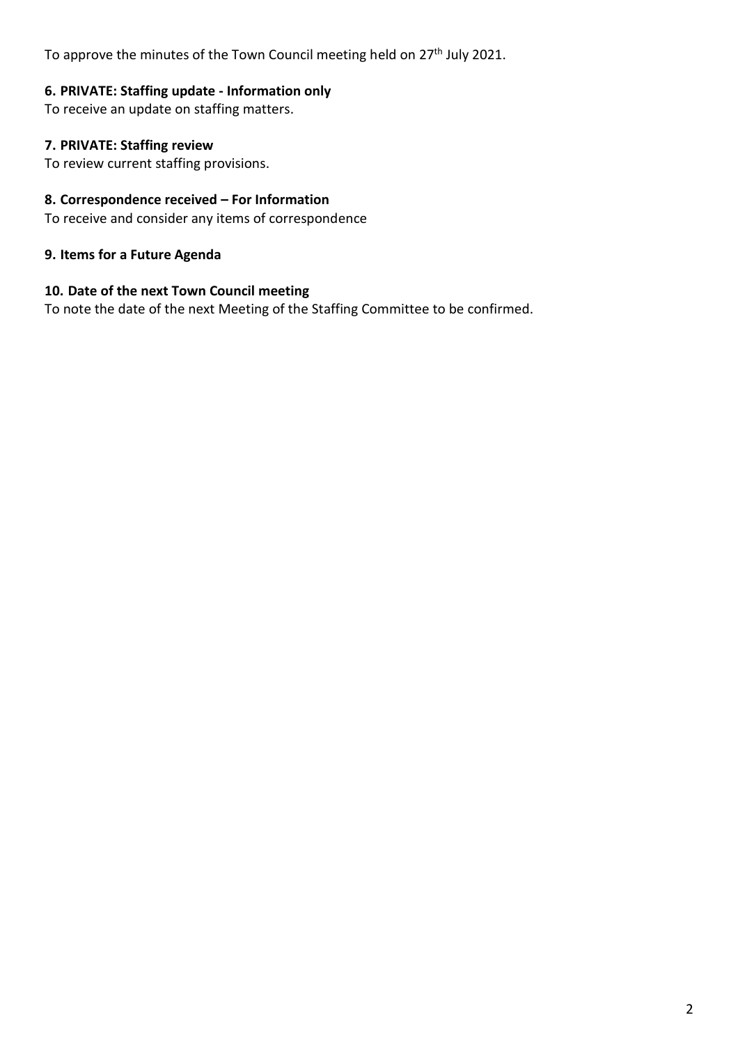To approve the minutes of the Town Council meeting held on 27th July 2021.

**6. PRIVATE: Staffing update - Information only**

To receive an update on staffing matters.

**7. PRIVATE: Staffing review**

To review current staffing provisions.

**8. Correspondence received – For Information**

To receive and consider any items of correspondence

**9. Items for a Future Agenda**

**10. Date of the next Town Council meeting**

To note the date of the next Meeting of the Staffing Committee to be confirmed.